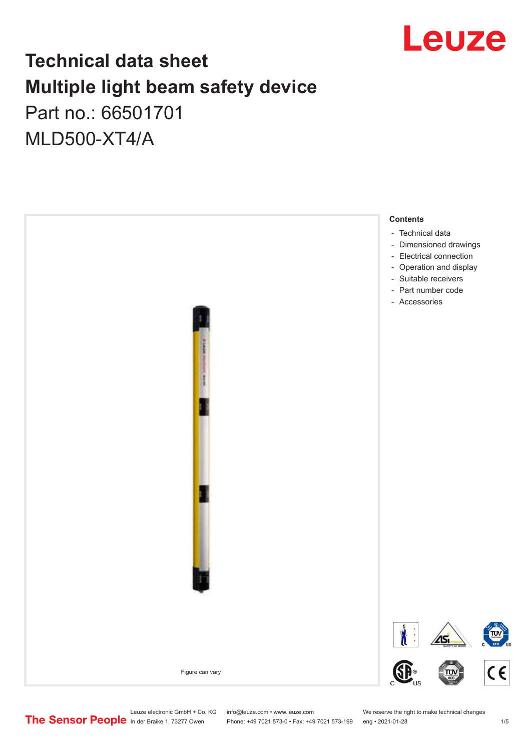# Technical data sheet
# Multiple light beam safety device

Part no.: 66501701

MLD500-XT4/A

Figure can vary

**Contents**

- Technical data
- Dimensioned drawings
- Electrical connection
- Operation and display
- Suitable receivers
- Part number code
- Accessories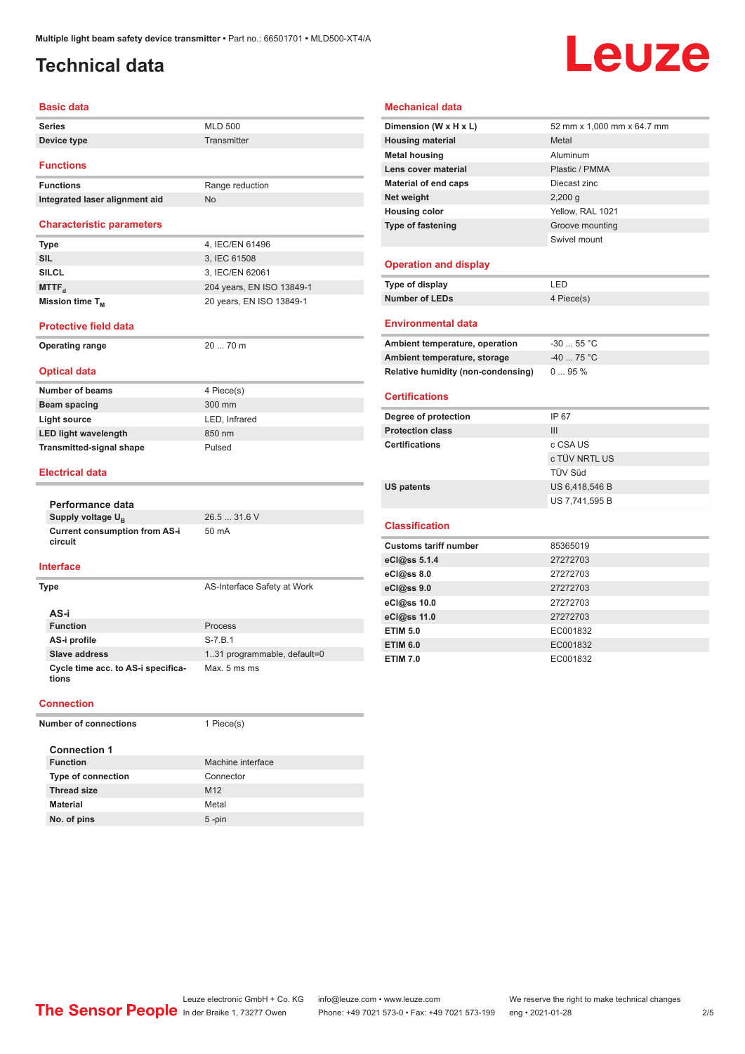# Technical data

## Basic data

| | |
|---|---|
| Series | MLD 500 |
| Device type | Transmitter |

## Functions

| | |
|---|---|
| Functions | Range reduction |
| Integrated laser alignment aid | No |

## Characteristic parameters

| | |
|---|---|
| Type | 4, IEC/EN 61496 |
| SIL | 3, IEC 61508 |
| SILCL | 3, IEC/EN 62061 |
| $MTTF_d$ | 204 years, EN ISO 13849-1 |
| Mission time $T_M$ | 20 years, EN ISO 13849-1 |

## Protective field data

| | |
|---|---|
| Operating range | 20 ... 70 m |

## Optical data

| | |
|---|---|
| Number of beams | 4 Piece(s) |
| Beam spacing | 300 mm |
| Light source | LED, Infrared |
| LED light wavelength | 850 nm |
| Transmitted-signal shape | Pulsed |

## Electrical data

### Performance data

| | |
|---|---|
| Supply voltage $U_B$ | 26.5 ... 31.6 V |
| Current consumption from AS-i circuit | 50 mA |

## Interface

| | |
|---|---|
| Type | AS-Interface Safety at Work |

### AS-i

| | |
|---|---|
| Function | Process |
| AS-i profile | S-7.B.1 |
| Slave address | 1..31 programmable, default=0 |
| Cycle time acc. to AS-i specifications | Max. 5 ms ms |

## Connection

| | |
|---|---|
| Number of connections | 1 Piece(s) |

### Connection 1

| | |
|---|---|
| Function | Machine interface |
| Type of connection | Connector |
| Thread size | M12 |
| Material | Metal |
| No. of pins | 5 -pin |

## Mechanical data

| | |
|---|---|
| Dimension (W x H x L) | 52 mm x 1,000 mm x 64.7 mm |
| Housing material | Metal |
| Metal housing | Aluminum |
| Lens cover material | Plastic / PMMA |
| Material of end caps | Diecast zinc |
| Net weight | 2,200 g |
| Housing color | Yellow, RAL 1021 |
| Type of fastening | Groove mounting |
| | Swivel mount |

## Operation and display

| | |
|---|---|
| Type of display | LED |
| Number of LEDs | 4 Piece(s) |

## Environmental data

| | |
|---|---|
| Ambient temperature, operation | -30 ... 55 °C |
| Ambient temperature, storage | -40 ... 75 °C |
| Relative humidity (non-condensing) | 0 ... 95 % |

## Certifications

| | |
|---|---|
| Degree of protection | IP 67 |
| Protection class | III |
| Certifications | c CSA US |
| | c TÜV NRTL US |
| | TÜV Süd |
| US patents | US 6,418,546 B |
| | US 7,741,595 B |

## Classification

| | |
|---|---|
| Customs tariff number | 85365019 |
| eCl@ss 5.1.4 | 27272703 |
| eCl@ss 8.0 | 27272703 |
| eCl@ss 9.0 | 27272703 |
| eCl@ss 10.0 | 27272703 |
| eCl@ss 11.0 | 27272703 |
| ETIM 5.0 | EC001832 |
| ETIM 6.0 | EC001832 |
| ETIM 7.0 | EC001832 |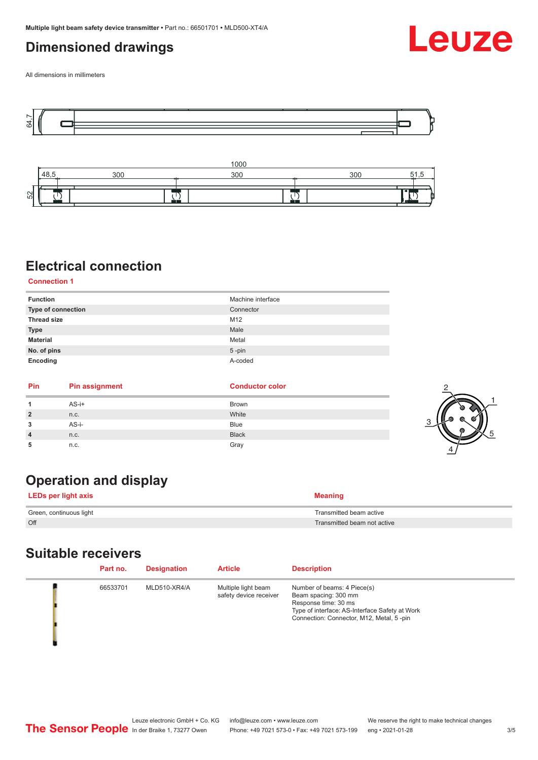## Dimensioned drawings

All dimensions in millimeters

## Electrical connection

### Connection 1

| Function | Machine interface |
|---|---|
| Type of connection | Connector |
| Thread size | M12 |
| Type | Male |
| Material | Metal |
| No. of pins | 5 -pin |
| Encoding | A-coded |

| Pin | Pin assignment | Conductor color |
|---|---|---|
| 1 | AS-i+ | Brown |
| 2 | n.c. | White |
| 3 | AS-i- | Blue |
| 4 | n.c. | Black |
| 5 | n.c. | Gray |

## Operation and display

| LEDs per light axis | Meaning |
|---|---|
| Green, continuous light | Transmitted beam active |
| Off | Transmitted beam not active |

## Suitable receivers

| Part no. | Designation | Article | Description |
|---|---|---|---|
| 66533701 | MLD510-XR4/A | Multiple light beam safety device receiver | Number of beams: 4 Piece(s)<br>Beam spacing: 300 mm<br>Response time: 30 ms<br>Type of interface: AS-Interface Safety at Work<br>Connection: Connector, M12, Metal, 5 -pin |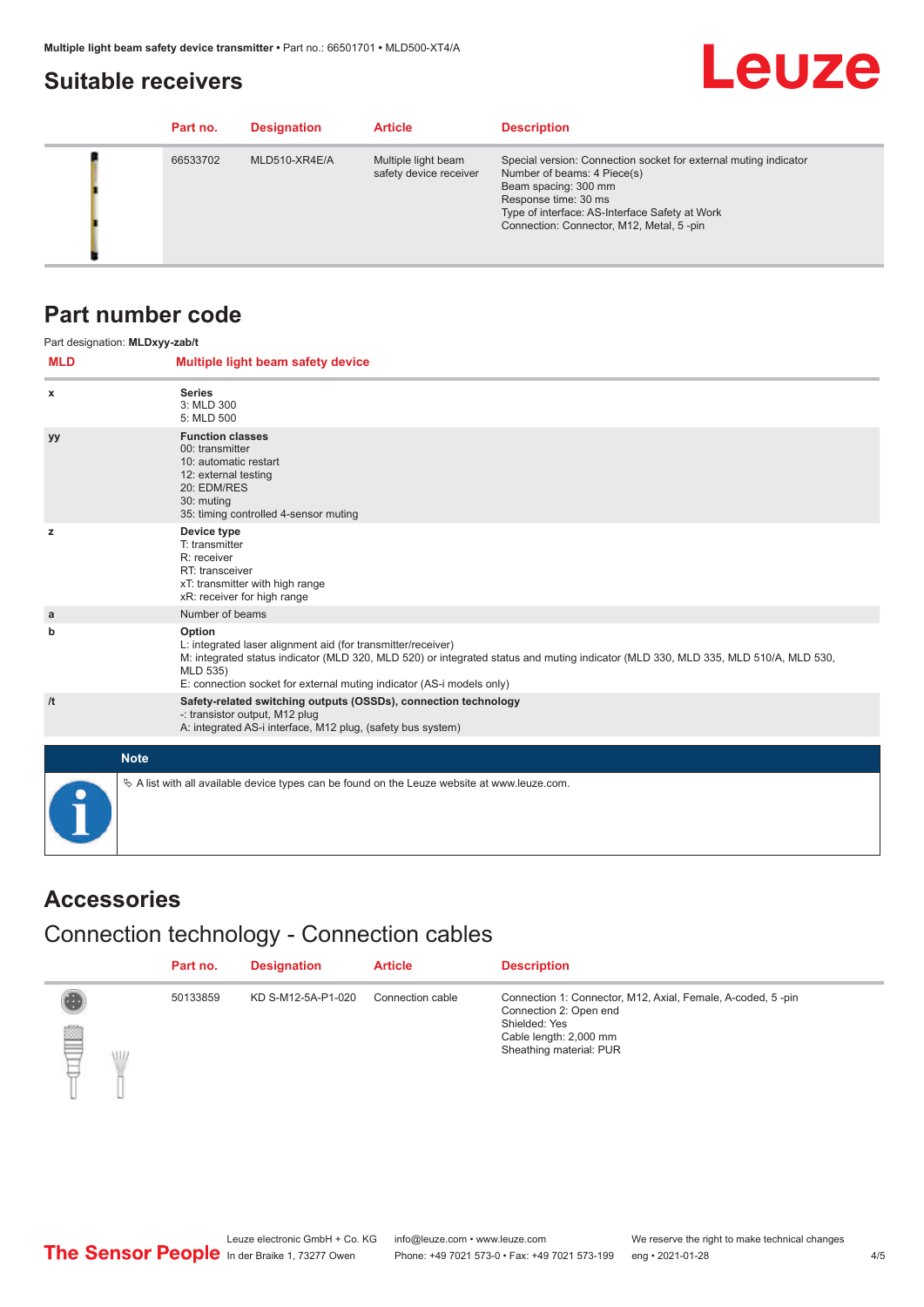## Suitable receivers

| Part no. | Designation | Article | Description |
|---|---|---|---|
| 66533702 | MLD510-XR4E/A | Multiple light beam safety device receiver | Special version: Connection socket for external muting indicator<br>Number of beams: 4 Piece(s)<br>Beam spacing: 300 mm<br>Response time: 30 ms<br>Type of interface: AS-Interface Safety at Work<br>Connection: Connector, M12, Metal, 5 -pin |

## Part number code

Part designation: **MLDxyy-zab/t**

| MLD | Multiple light beam safety device |
|---|---|
| x | **Series**<br>3: MLD 300<br>5: MLD 500 |
| yy | **Function classes**<br>00: transmitter<br>10: automatic restart<br>12: external testing<br>20: EDM/RES<br>30: muting<br>35: timing controlled 4-sensor muting |
| z | **Device type**<br>T: transmitter<br>R: receiver<br>RT: transceiver<br>xT: transmitter with high range<br>xR: receiver for high range |
| a | Number of beams |
| b | **Option**<br>L: integrated laser alignment aid (for transmitter/receiver)<br>M: integrated status indicator (MLD 320, MLD 520) or integrated status and muting indicator (MLD 330, MLD 335, MLD 510/A, MLD 530, MLD 535)<br>E: connection socket for external muting indicator (AS-i models only) |
| /t | **Safety-related switching outputs (OSSDs), connection technology**<br>-: transistor output, M12 plug<br>A: integrated AS-i interface, M12 plug, (safety bus system) |

**Note**

A list with all available device types can be found on the Leuze website at www.leuze.com.

## Accessories

### Connection technology - Connection cables

| Part no. | Designation | Article | Description |
|---|---|---|---|
| 50133859 | KD S-M12-5A-P1-020 | Connection cable | Connection 1: Connector, M12, Axial, Female, A-coded, 5 -pin<br>Connection 2: Open end<br>Shielded: Yes<br>Cable length: 2,000 mm<br>Sheathing material: PUR |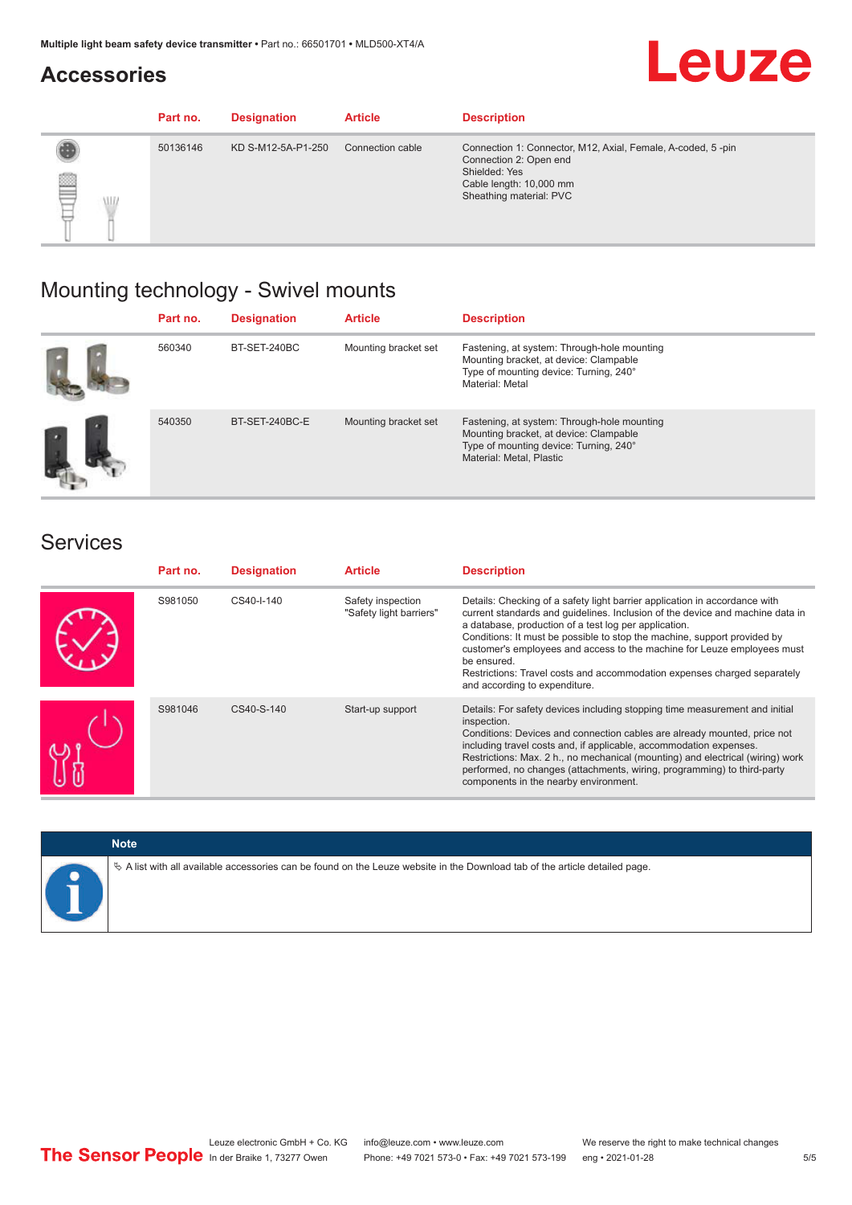## Accessories

| | Part no. | Designation | Article | Description |
|---|---|---|---|---|
| | 50136146 | KD S-M12-5A-P1-250 | Connection cable | Connection 1: Connector, M12, Axial, Female, A-coded, 5 -pin<br>Connection 2: Open end<br>Shielded: Yes<br>Cable length: 10,000 mm<br>Sheathing material: PVC |

## Mounting technology - Swivel mounts

| | Part no. | Designation | Article | Description |
|---|---|---|---|---|
| | 560340 | BT-SET-240BC | Mounting bracket set | Fastening, at system: Through-hole mounting<br>Mounting bracket, at device: Clampable<br>Type of mounting device: Turning, 240°<br>Material: Metal |
| | 540350 | BT-SET-240BC-E | Mounting bracket set | Fastening, at system: Through-hole mounting<br>Mounting bracket, at device: Clampable<br>Type of mounting device: Turning, 240°<br>Material: Metal, Plastic |

## Services

| | Part no. | Designation | Article | Description |
|---|---|---|---|---|
| | S981050 | CS40-I-140 | Safety inspection "Safety light barriers" | Details: Checking of a safety light barrier application in accordance with current standards and guidelines. Inclusion of the device and machine data in a database, production of a test log per application.<br>Conditions: It must be possible to stop the machine, support provided by customer's employees and access to the machine for Leuze employees must be ensured.<br>Restrictions: Travel costs and accommodation expenses charged separately and according to expenditure. |
| | S981046 | CS40-S-140 | Start-up support | Details: For safety devices including stopping time measurement and initial inspection.<br>Conditions: Devices and connection cables are already mounted, price not including travel costs and, if applicable, accommodation expenses.<br>Restrictions: Max. 2 h., no mechanical (mounting) and electrical (wiring) work performed, no changes (attachments, wiring, programming) to third-party components in the nearby environment. |

**Note**

↳ A list with all available accessories can be found on the Leuze website in the Download tab of the article detailed page.